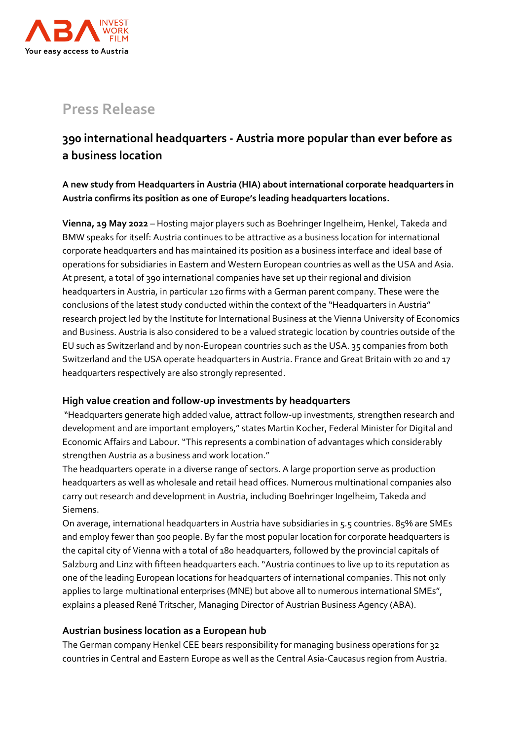# Press Release

## 390 international headquarters - Austria more popular than ever before as a business location

**A new study from Headquarters in Austria (HIA) about international corporate headquarters in Austria confirms its position as one of Europe's leading headquarters locations.**

**Vienna, 19 May 2022** – Hosting major players such as Boehringer Ingelheim, Henkel, Takeda and BMW speaks for itself: Austria continues to be attractive as a business location for international corporate headquarters and has maintained its position as a business interface and ideal base of operations for subsidiaries in Eastern and Western European countries as well as the USA and Asia. At present, a total of 390 international companies have set up their regional and division headquarters in Austria, in particular 120 firms with a German parent company. These were the conclusions of the latest study conducted within the context of the "Headquarters in Austria" research project led by the Institute for International Business at the Vienna University of Economics and Business. Austria is also considered to be a valued strategic location by countries outside of the EU such as Switzerland and by non-European countries such as the USA. 35 companies from both Switzerland and the USA operate headquarters in Austria. France and Great Britain with 20 and 17 headquarters respectively are also strongly represented.

### High value creation and follow-up investments by headquarters

"Headquarters generate high added value, attract follow-up investments, strengthen research and development and are important employers," states Martin Kocher, Federal Minister for Digital and Economic Affairs and Labour. "This represents a combination of advantages which considerably strengthen Austria as a business and work location."

The headquarters operate in a diverse range of sectors. A large proportion serve as production headquarters as well as wholesale and retail head offices. Numerous multinational companies also carry out research and development in Austria, including Boehringer Ingelheim, Takeda and Siemens.

On average, international headquarters in Austria have subsidiaries in 5.5 countries. 85% are SMEs and employ fewer than 500 people. By far the most popular location for corporate headquarters is the capital city of Vienna with a total of 180 headquarters, followed by the provincial capitals of Salzburg and Linz with fifteen headquarters each. "Austria continues to live up to its reputation as one of the leading European locations for headquarters of international companies. This not only applies to large multinational enterprises (MNE) but above all to numerous international SMEs", explains a pleased René Tritscher, Managing Director of Austrian Business Agency (ABA).

### Austrian business location as a European hub

The German company Henkel CEE bears responsibility for managing business operations for 32 countries in Central and Eastern Europe as well as the Central Asia-Caucasus region from Austria.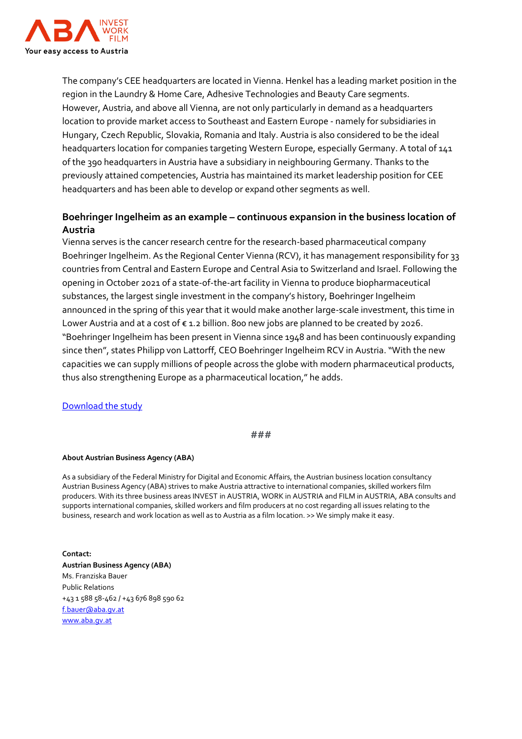The company's CEE headquarters are located in Vienna. Henkel has a leading market position in the region in the Laundry & Home Care, Adhesive Technologies and Beauty Care segments. However, Austria, and above all Vienna, are not only particularly in demand as a headquarters location to provide market access to Southeast and Eastern Europe - namely for subsidiaries in Hungary, Czech Republic, Slovakia, Romania and Italy. Austria is also considered to be the ideal headquarters location for companies targeting Western Europe, especially Germany. A total of 141 of the 390 headquarters in Austria have a subsidiary in neighbouring Germany. Thanks to the previously attained competencies, Austria has maintained its market leadership position for CEE headquarters and has been able to develop or expand other segments as well.

## Boehringer Ingelheim as an example – continuous expansion in the business location of Austria

Vienna serves is the cancer research centre for the research-based pharmaceutical company Boehringer Ingelheim. As the Regional Center Vienna (RCV), it has management responsibility for 33 countries from Central and Eastern Europe and Central Asia to Switzerland and Israel. Following the opening in October 2021 of a state-of-the-art facility in Vienna to produce biopharmaceutical substances, the largest single investment in the company's history, Boehringer Ingelheim announced in the spring of this year that it would make another large-scale investment, this time in Lower Austria and at a cost of € 1.2 billion. 800 new jobs are planned to be created by 2026. "Boehringer Ingelheim has been present in Vienna since 1948 and has been continuously expanding since then", states Philipp von Lattorff, CEO Boehringer Ingelheim RCV in Austria. "With the new capacities we can supply millions of people across the globe with modern pharmaceutical products, thus also strengthening Europe as a pharmaceutical location," he adds.

Download the study

###

**About Austrian Business Agency (ABA)**

As a subsidiary of the Federal Ministry for Digital and Economic Affairs, the Austrian business location consultancy Austrian Business Agency (ABA) strives to make Austria attractive to international companies, skilled workers film producers. With its three business areas INVEST in AUSTRIA, WORK in AUSTRIA and FILM in AUSTRIA, ABA consults and supports international companies, skilled workers and film producers at no cost regarding all issues relating to the business, research and work location as well as to Austria as a film location. >> We simply make it easy.

**Contact:**
**Austrian Business Agency (ABA)**
Ms. Franziska Bauer
Public Relations
+43 1 588 58-462 / +43 676 898 590 62
f.bauer@aba.gv.at
www.aba.gv.at